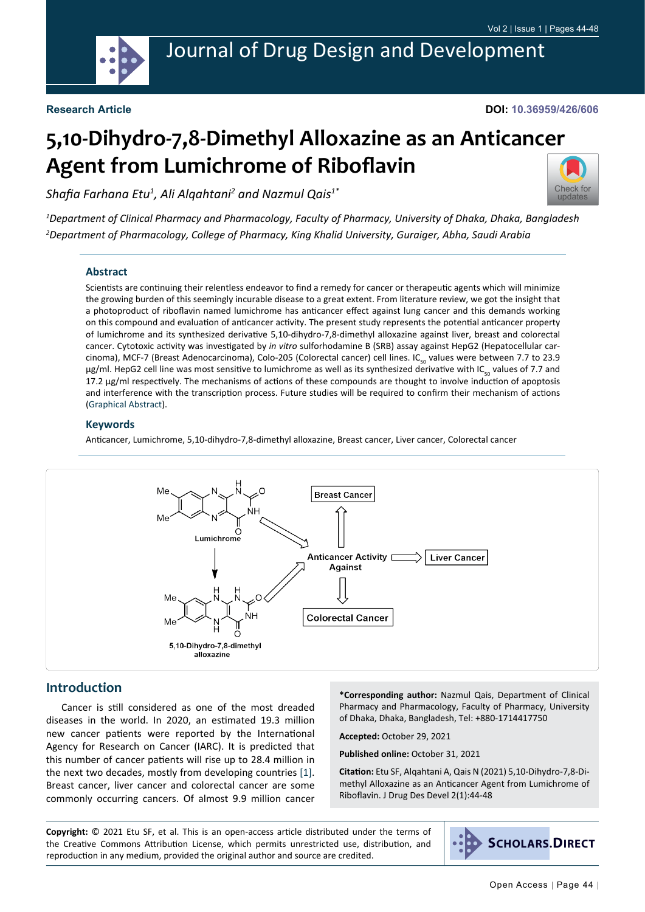Journal of Drug Design and Development

**Research Article**

**DOI: 10.36959/426/606**

# 5,10-Dihydro-7,8-Dimethyl Alloxazine as an Anticancer Agent from Lumichrome of Riboflavin

*Shafia Farhana Etu[1], Ali Alqahtani[2] and Nazmul Qais[1*]*

[1]*Department of Clinical Pharmacy and Pharmacology, Faculty of Pharmacy, University of Dhaka, Dhaka, Bangladesh*
[2]*Department of Pharmacology, College of Pharmacy, King Khalid University, Guraiger, Abha, Saudi Arabia*

## Abstract

Scientists are continuing their relentless endeavor to find a remedy for cancer or therapeutic agents which will minimize the growing burden of this seemingly incurable disease to a great extent. From literature review, we got the insight that a photoproduct of riboflavin named lumichrome has anticancer effect against lung cancer and this demands working on this compound and evaluation of anticancer activity. The present study represents the potential anticancer property of lumichrome and its synthesized derivative 5,10-dihydro-7,8-dimethyl alloxazine against liver, breast and colorectal cancer. Cytotoxic activity was investigated by *in vitro* sulforhodamine B (SRB) assay against HepG2 (Hepatocellular carcinoma), MCF-7 (Breast Adenocarcinoma), Colo-205 (Colorectal cancer) cell lines. $IC_{50}$ values were between 7.7 to 23.9 µg/ml. HepG2 cell line was most sensitive to lumichrome as well as its synthesized derivative with $IC_{50}$ values of 7.7 and 17.2 µg/ml respectively. The mechanisms of actions of these compounds are thought to involve induction of apoptosis and interference with the transcription process. Future studies will be required to confirm their mechanism of actions (Graphical Abstract).

## Keywords

Anticancer, Lumichrome, 5,10-dihydro-7,8-dimethyl alloxazine, Breast cancer, Liver cancer, Colorectal cancer

## Introduction

Cancer is still considered as one of the most dreaded diseases in the world. In 2020, an estimated 19.3 million new cancer patients were reported by the International Agency for Research on Cancer (IARC). It is predicted that this number of cancer patients will rise up to 28.4 million in the next two decades, mostly from developing countries [1]. Breast cancer, liver cancer and colorectal cancer are some commonly occurring cancers. Of almost 9.9 million cancer

**\*Corresponding author:** Nazmul Qais, Department of Clinical Pharmacy and Pharmacology, Faculty of Pharmacy, University of Dhaka, Dhaka, Bangladesh, Tel: +880-1714417750

**Accepted:** October 29, 2021

**Published online:** October 31, 2021

**Citation:** Etu SF, Alqahtani A, Qais N (2021) 5,10-Dihydro-7,8-Dimethyl Alloxazine as an Anticancer Agent from Lumichrome of Riboflavin. J Drug Des Devel 2(1):44-48

**Copyright:** © 2021 Etu SF, et al. This is an open-access article distributed under the terms of the Creative Commons Attribution License, which permits unrestricted use, distribution, and reproduction in any medium, provided the original author and source are credited.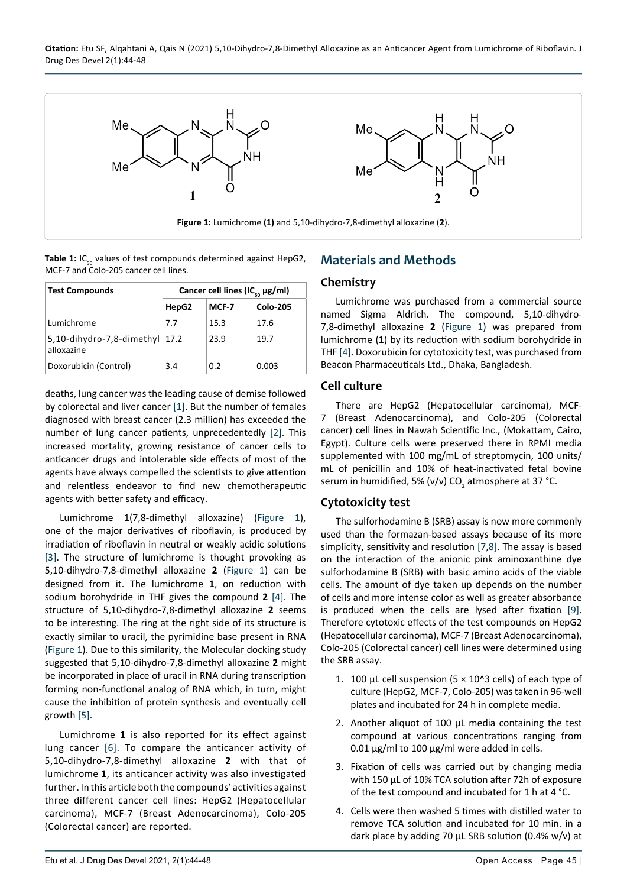**Figure 1:** Lumichrome **(1)** and 5,10-dihydro-7,8-dimethyl alloxazine (**2**).

**Table 1:** $IC_{50}$ values of test compounds determined against HepG2, MCF-7 and Colo-205 cancer cell lines.

| Test Compounds | Cancer cell lines ($IC_{50}$ μg/ml) | | |
|---|---|---|---|
| | HepG2 | MCF-7 | Colo-205 |
| Lumichrome | 7.7 | 15.3 | 17.6 |
| 5,10-dihydro-7,8-dimethyl alloxazine | 17.2 | 23.9 | 19.7 |
| Doxorubicin (Control) | 3.4 | 0.2 | 0.003 |

deaths, lung cancer was the leading cause of demise followed by colorectal and liver cancer [1]. But the number of females diagnosed with breast cancer (2.3 million) has exceeded the number of lung cancer patients, unprecedentedly [2]. This increased mortality, growing resistance of cancer cells to anticancer drugs and intolerable side effects of most of the agents have always compelled the scientists to give attention and relentless endeavor to find new chemotherapeutic agents with better safety and efficacy.

Lumichrome 1(7,8-dimethyl alloxazine) (Figure 1), one of the major derivatives of riboflavin, is produced by irradiation of riboflavin in neutral or weakly acidic solutions [3]. The structure of lumichrome is thought provoking as 5,10-dihydro-7,8-dimethyl alloxazine **2** (Figure 1) can be designed from it. The lumichrome **1**, on reduction with sodium borohydride in THF gives the compound **2** [4]. The structure of 5,10-dihydro-7,8-dimethyl alloxazine **2** seems to be interesting. The ring at the right side of its structure is exactly similar to uracil, the pyrimidine base present in RNA (Figure 1). Due to this similarity, the Molecular docking study suggested that 5,10-dihydro-7,8-dimethyl alloxazine **2** might be incorporated in place of uracil in RNA during transcription forming non-functional analog of RNA which, in turn, might cause the inhibition of protein synthesis and eventually cell growth [5].

Lumichrome **1** is also reported for its effect against lung cancer [6]. To compare the anticancer activity of 5,10-dihydro-7,8-dimethyl alloxazine **2** with that of lumichrome **1**, its anticancer activity was also investigated further. In this article both the compounds' activities against three different cancer cell lines: HepG2 (Hepatocellular carcinoma), MCF-7 (Breast Adenocarcinoma), Colo-205 (Colorectal cancer) are reported.

## Materials and Methods

### Chemistry

Lumichrome was purchased from a commercial source named Sigma Aldrich. The compound, 5,10-dihydro-7,8-dimethyl alloxazine **2** (Figure 1) was prepared from lumichrome (**1**) by its reduction with sodium borohydride in THF [4]. Doxorubicin for cytotoxicity test, was purchased from Beacon Pharmaceuticals Ltd., Dhaka, Bangladesh.

### Cell culture

There are HepG2 (Hepatocellular carcinoma), MCF-7 (Breast Adenocarcinoma), and Colo-205 (Colorectal cancer) cell lines in Nawah Scientific Inc., (Mokattam, Cairo, Egypt). Culture cells were preserved there in RPMI media supplemented with 100 mg/mL of streptomycin, 100 units/mL of penicillin and 10% of heat-inactivated fetal bovine serum in humidified, 5% (v/v) $CO_2$ atmosphere at 37 °C.

### Cytotoxicity test

The sulforhodamine B (SRB) assay is now more commonly used than the formazan-based assays because of its more simplicity, sensitivity and resolution [7,8]. The assay is based on the interaction of the anionic pink aminoxanthine dye sulforhodamine B (SRB) with basic amino acids of the viable cells. The amount of dye taken up depends on the number of cells and more intense color as well as greater absorbance is produced when the cells are lysed after fixation [9]. Therefore cytotoxic effects of the test compounds on HepG2 (Hepatocellular carcinoma), MCF-7 (Breast Adenocarcinoma), Colo-205 (Colorectal cancer) cell lines were determined using the SRB assay.

1. 100 μL cell suspension (5 × 10^3 cells) of each type of culture (HepG2, MCF-7, Colo-205) was taken in 96-well plates and incubated for 24 h in complete media.
2. Another aliquot of 100 μL media containing the test compound at various concentrations ranging from 0.01 μg/ml to 100 μg/ml were added in cells.
3. Fixation of cells was carried out by changing media with 150 μL of 10% TCA solution after 72h of exposure of the test compound and incubated for 1 h at 4 °C.
4. Cells were then washed 5 times with distilled water to remove TCA solution and incubated for 10 min. in a dark place by adding 70 μL SRB solution (0.4% w/v) at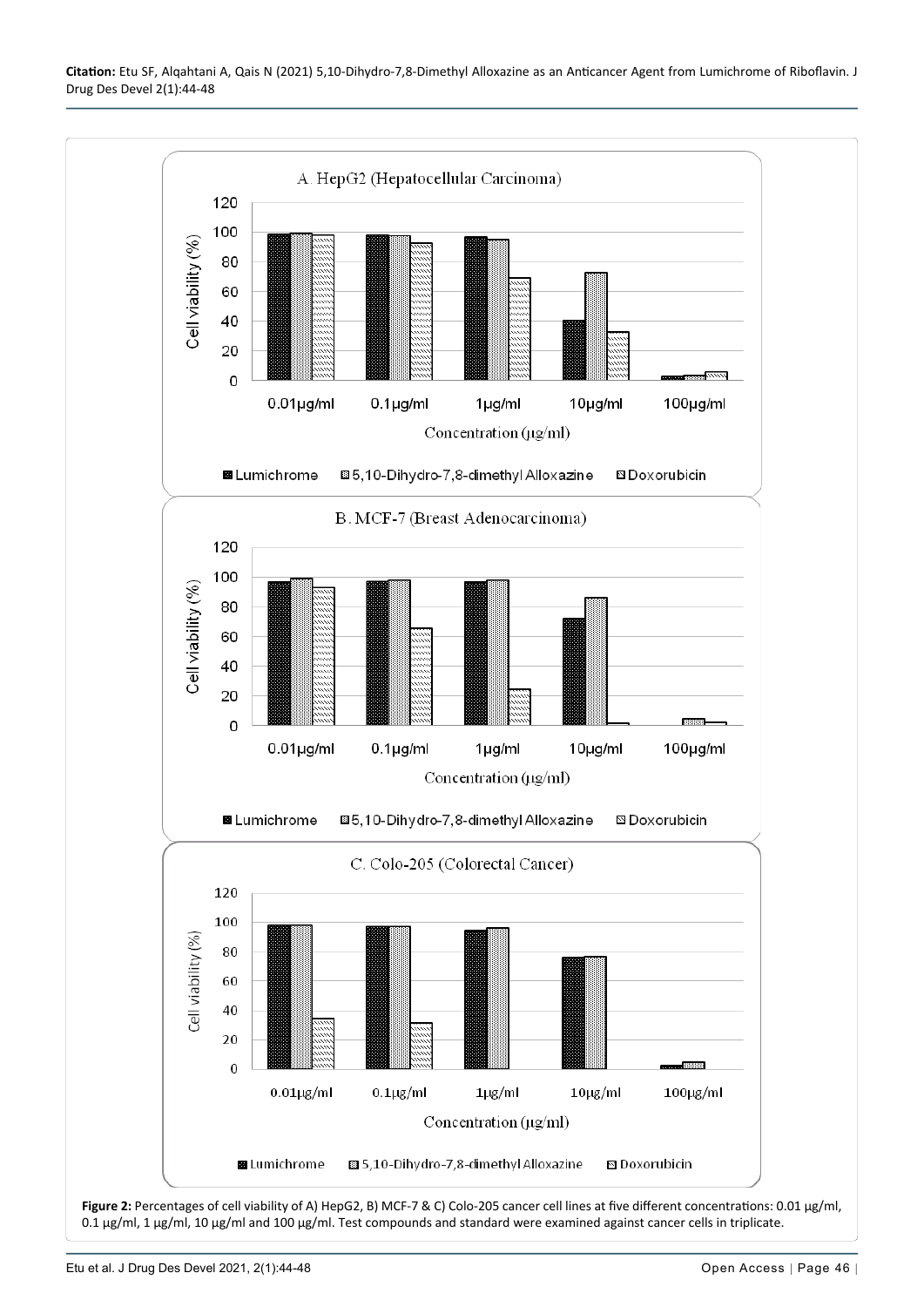**Figure 2:** Percentages of cell viability of A) HepG2, B) MCF-7 & C) Colo-205 cancer cell lines at five different concentrations: 0.01 µg/ml, 0.1 µg/ml, 1 µg/ml, 10 µg/ml and 100 µg/ml. Test compounds and standard were examined against cancer cells in triplicate.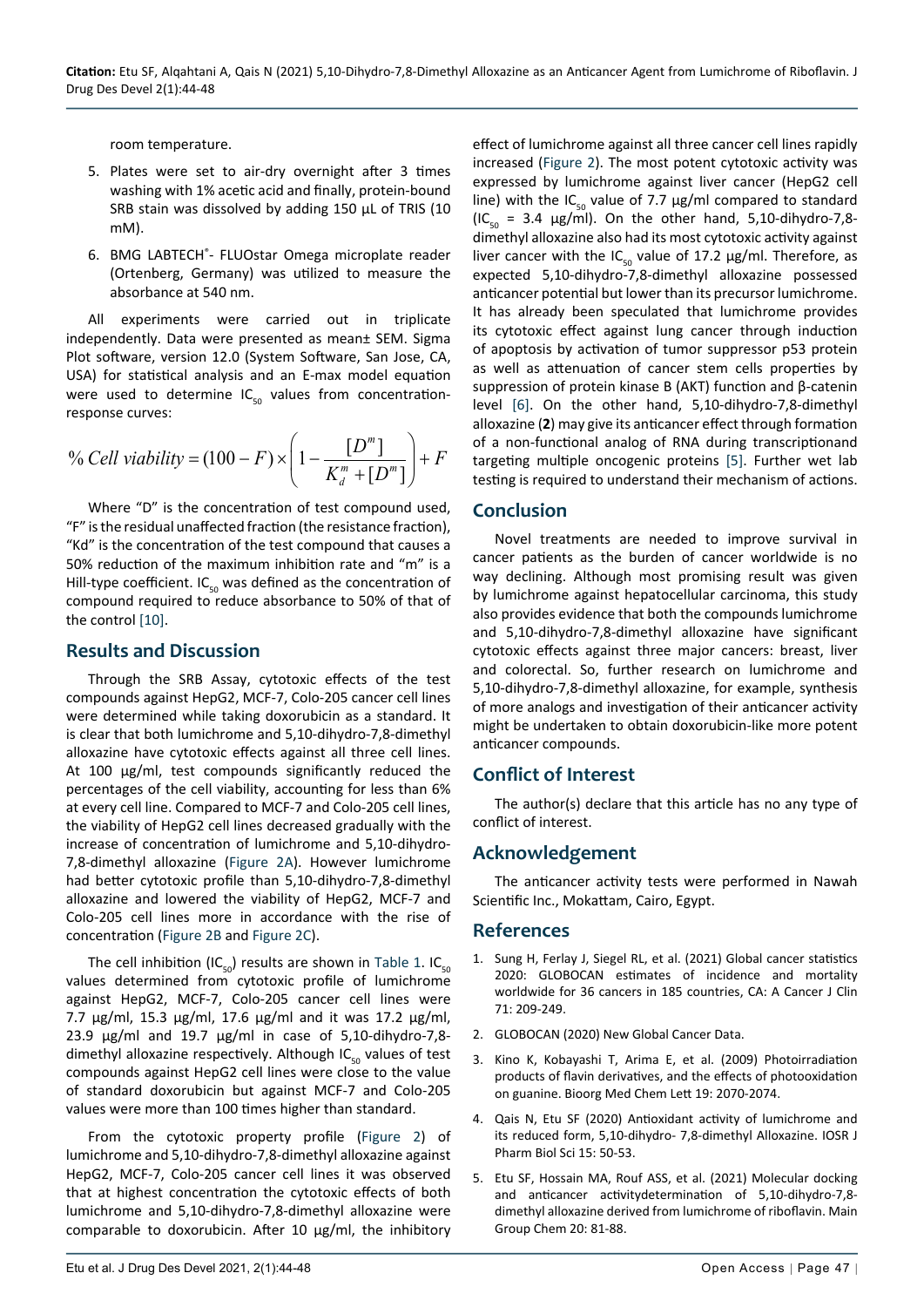room temperature.

5. Plates were set to air-dry overnight after 3 times washing with 1% acetic acid and finally, protein-bound SRB stain was dissolved by adding 150 µL of TRIS (10 mM).
6. BMG LABTECH®- FLUOstar Omega microplate reader (Ortenberg, Germany) was utilized to measure the absorbance at 540 nm.

All experiments were carried out in triplicate independently. Data were presented as mean± SEM. Sigma Plot software, version 12.0 (System Software, San Jose, CA, USA) for statistical analysis and an E-max model equation were used to determine $IC_{50}$ values from concentration-response curves:

$$\%\,Cell\ viability = (100 - F) \times \left(1 - \frac{[D^m]}{K_d^m + [D^m]}\right) + F$$

Where "D" is the concentration of test compound used, "F" is the residual unaffected fraction (the resistance fraction), "Kd" is the concentration of the test compound that causes a 50% reduction of the maximum inhibition rate and "m" is a Hill-type coefficient. $IC_{50}$ was defined as the concentration of compound required to reduce absorbance to 50% of that of the control [10].

## Results and Discussion

Through the SRB Assay, cytotoxic effects of the test compounds against HepG2, MCF-7, Colo-205 cancer cell lines were determined while taking doxorubicin as a standard. It is clear that both lumichrome and 5,10-dihydro-7,8-dimethyl alloxazine have cytotoxic effects against all three cell lines. At 100 µg/ml, test compounds significantly reduced the percentages of the cell viability, accounting for less than 6% at every cell line. Compared to MCF-7 and Colo-205 cell lines, the viability of HepG2 cell lines decreased gradually with the increase of concentration of lumichrome and 5,10-dihydro-7,8-dimethyl alloxazine (Figure 2A). However lumichrome had better cytotoxic profile than 5,10-dihydro-7,8-dimethyl alloxazine and lowered the viability of HepG2, MCF-7 and Colo-205 cell lines more in accordance with the rise of concentration (Figure 2B and Figure 2C).

The cell inhibition ($IC_{50}$) results are shown in Table 1. $IC_{50}$ values determined from cytotoxic profile of lumichrome against HepG2, MCF-7, Colo-205 cancer cell lines were 7.7 µg/ml, 15.3 µg/ml, 17.6 µg/ml and it was 17.2 µg/ml, 23.9 µg/ml and 19.7 µg/ml in case of 5,10-dihydro-7,8-dimethyl alloxazine respectively. Although $IC_{50}$ values of test compounds against HepG2 cell lines were close to the value of standard doxorubicin but against MCF-7 and Colo-205 values were more than 100 times higher than standard.

From the cytotoxic property profile (Figure 2) of lumichrome and 5,10-dihydro-7,8-dimethyl alloxazine against HepG2, MCF-7, Colo-205 cancer cell lines it was observed that at highest concentration the cytotoxic effects of both lumichrome and 5,10-dihydro-7,8-dimethyl alloxazine were comparable to doxorubicin. After 10 µg/ml, the inhibitory effect of lumichrome against all three cancer cell lines rapidly increased (Figure 2). The most potent cytotoxic activity was expressed by lumichrome against liver cancer (HepG2 cell line) with the $IC_{50}$ value of 7.7 µg/ml compared to standard ($IC_{50}$ = 3.4 µg/ml). On the other hand, 5,10-dihydro-7,8-dimethyl alloxazine also had its most cytotoxic activity against liver cancer with the $IC_{50}$ value of 17.2 µg/ml. Therefore, as expected 5,10-dihydro-7,8-dimethyl alloxazine possessed anticancer potential but lower than its precursor lumichrome. It has already been speculated that lumichrome provides its cytotoxic effect against lung cancer through induction of apoptosis by activation of tumor suppressor p53 protein as well as attenuation of cancer stem cells properties by suppression of protein kinase B (AKT) function and β-catenin level [6]. On the other hand, 5,10-dihydro-7,8-dimethyl alloxazine (**2**) may give its anticancer effect through formation of a non-functional analog of RNA during transcriptionand targeting multiple oncogenic proteins [5]. Further wet lab testing is required to understand their mechanism of actions.

## Conclusion

Novel treatments are needed to improve survival in cancer patients as the burden of cancer worldwide is no way declining. Although most promising result was given by lumichrome against hepatocellular carcinoma, this study also provides evidence that both the compounds lumichrome and 5,10-dihydro-7,8-dimethyl alloxazine have significant cytotoxic effects against three major cancers: breast, liver and colorectal. So, further research on lumichrome and 5,10-dihydro-7,8-dimethyl alloxazine, for example, synthesis of more analogs and investigation of their anticancer activity might be undertaken to obtain doxorubicin-like more potent anticancer compounds.

## Conflict of Interest

The author(s) declare that this article has no any type of conflict of interest.

## Acknowledgement

The anticancer activity tests were performed in Nawah Scientific Inc., Mokattam, Cairo, Egypt.

## References

1. Sung H, Ferlay J, Siegel RL, et al. (2021) Global cancer statistics 2020: GLOBOCAN estimates of incidence and mortality worldwide for 36 cancers in 185 countries, CA: A Cancer J Clin 71: 209-249.
2. GLOBOCAN (2020) New Global Cancer Data.
3. Kino K, Kobayashi T, Arima E, et al. (2009) Photoirradiation products of flavin derivatives, and the effects of photooxidation on guanine. Bioorg Med Chem Lett 19: 2070-2074.
4. Qais N, Etu SF (2020) Antioxidant activity of lumichrome and its reduced form, 5,10-dihydro- 7,8-dimethyl Alloxazine. IOSR J Pharm Biol Sci 15: 50-53.
5. Etu SF, Hossain MA, Rouf ASS, et al. (2021) Molecular docking and anticancer activitydetermination of 5,10-dihydro-7,8-dimethyl alloxazine derived from lumichrome of riboflavin. Main Group Chem 20: 81-88.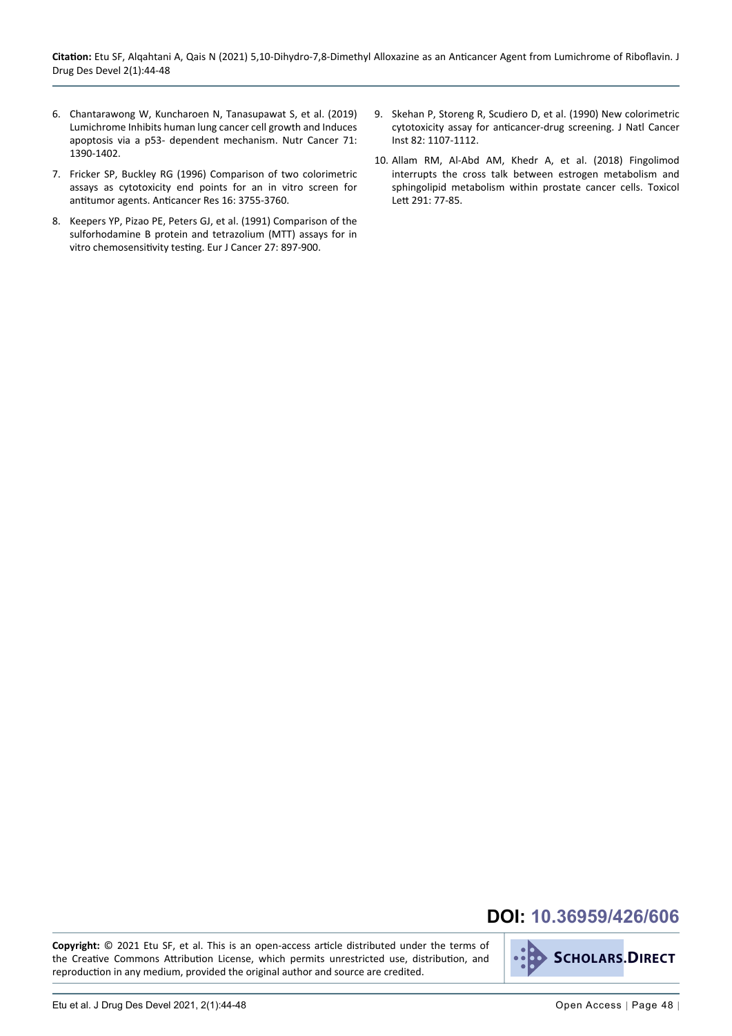6. Chantarawong W, Kuncharoen N, Tanasupawat S, et al. (2019) Lumichrome Inhibits human lung cancer cell growth and Induces apoptosis via a p53- dependent mechanism. Nutr Cancer 71: 1390-1402.
7. Fricker SP, Buckley RG (1996) Comparison of two colorimetric assays as cytotoxicity end points for an in vitro screen for antitumor agents. Anticancer Res 16: 3755-3760.
8. Keepers YP, Pizao PE, Peters GJ, et al. (1991) Comparison of the sulforhodamine B protein and tetrazolium (MTT) assays for in vitro chemosensitivity testing. Eur J Cancer 27: 897-900.
9. Skehan P, Storeng R, Scudiero D, et al. (1990) New colorimetric cytotoxicity assay for anticancer-drug screening. J Natl Cancer Inst 82: 1107-1112.
10. Allam RM, Al-Abd AM, Khedr A, et al. (2018) Fingolimod interrupts the cross talk between estrogen metabolism and sphingolipid metabolism within prostate cancer cells. Toxicol Lett 291: 77-85.

**DOI: 10.36959/426/606**

**Copyright:** © 2021 Etu SF, et al. This is an open-access article distributed under the terms of the Creative Commons Attribution License, which permits unrestricted use, distribution, and reproduction in any medium, provided the original author and source are credited.